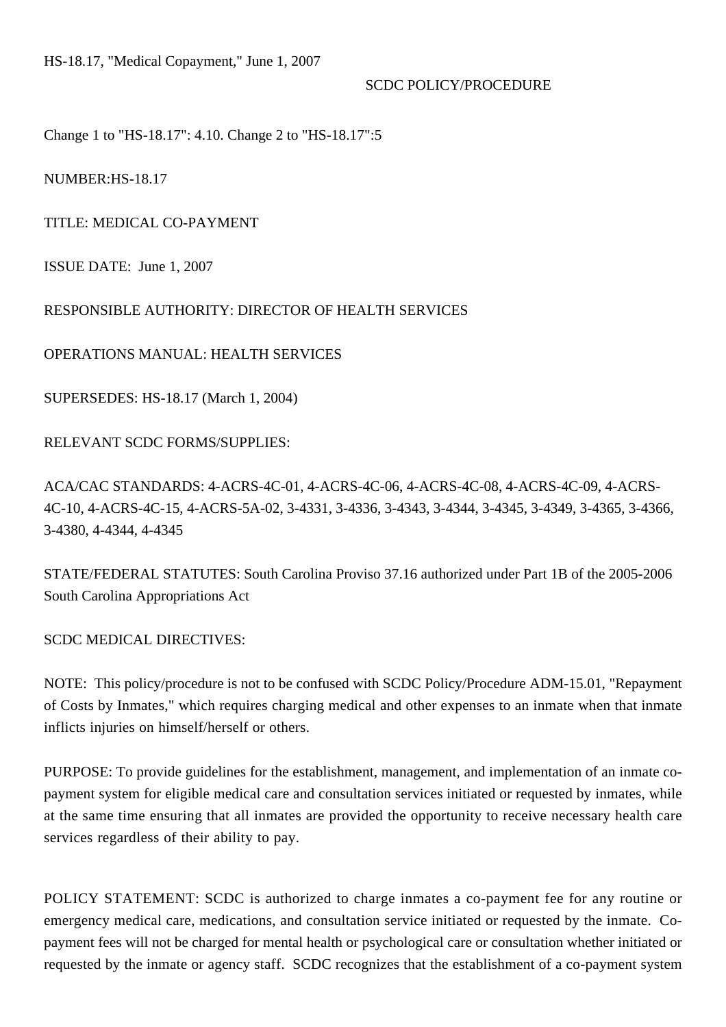HS-18.17, "Medical Copayment," June 1, 2007

SCDC POLICY/PROCEDURE

Change 1 to "HS-18.17": 4.10. Change 2 to "HS-18.17":5

NUMBER:HS-18.17

TITLE: MEDICAL CO-PAYMENT

ISSUE DATE: June 1, 2007

RESPONSIBLE AUTHORITY: DIRECTOR OF HEALTH SERVICES

OPERATIONS MANUAL: HEALTH SERVICES

SUPERSEDES: HS-18.17 (March 1, 2004)

RELEVANT SCDC FORMS/SUPPLIES:

ACA/CAC STANDARDS: 4-ACRS-4C-01, 4-ACRS-4C-06, 4-ACRS-4C-08, 4-ACRS-4C-09, 4-ACRS-4C-10, 4-ACRS-4C-15, 4-ACRS-5A-02, 3-4331, 3-4336, 3-4343, 3-4344, 3-4345, 3-4349, 3-4365, 3-4366, 3-4380, 4-4344, 4-4345

STATE/FEDERAL STATUTES: South Carolina Proviso 37.16 authorized under Part 1B of the 2005-2006 South Carolina Appropriations Act

SCDC MEDICAL DIRECTIVES:

NOTE: This policy/procedure is not to be confused with SCDC Policy/Procedure ADM-15.01, "Repayment of Costs by Inmates," which requires charging medical and other expenses to an inmate when that inmate inflicts injuries on himself/herself or others.

PURPOSE: To provide guidelines for the establishment, management, and implementation of an inmate co-payment system for eligible medical care and consultation services initiated or requested by inmates, while at the same time ensuring that all inmates are provided the opportunity to receive necessary health care services regardless of their ability to pay.

POLICY STATEMENT: SCDC is authorized to charge inmates a co-payment fee for any routine or emergency medical care, medications, and consultation service initiated or requested by the inmate. Co-payment fees will not be charged for mental health or psychological care or consultation whether initiated or requested by the inmate or agency staff. SCDC recognizes that the establishment of a co-payment system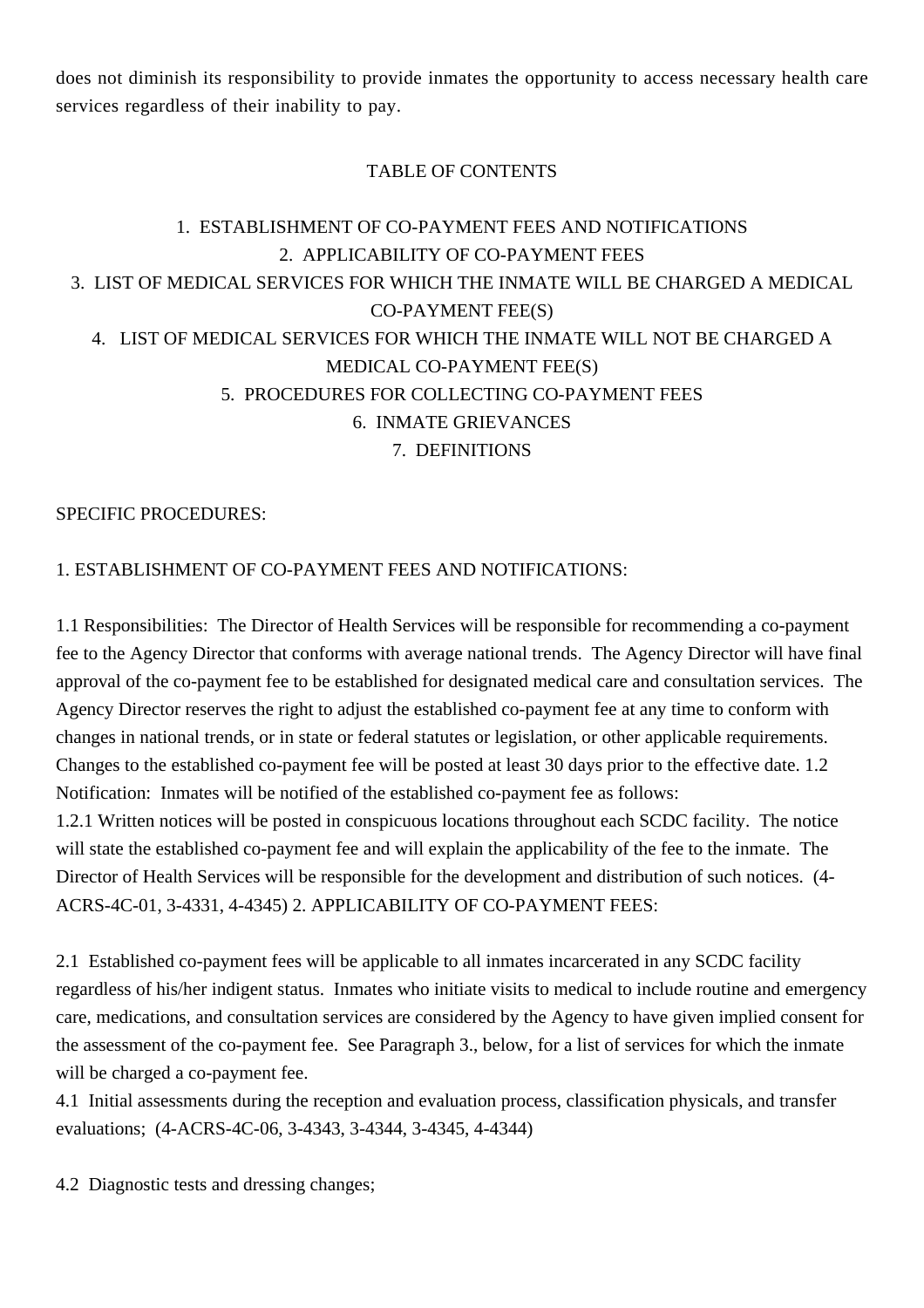does not diminish its responsibility to provide inmates the opportunity to access necessary health care services regardless of their inability to pay.

TABLE OF CONTENTS

1. ESTABLISHMENT OF CO-PAYMENT FEES AND NOTIFICATIONS
2. APPLICABILITY OF CO-PAYMENT FEES
3. LIST OF MEDICAL SERVICES FOR WHICH THE INMATE WILL BE CHARGED A MEDICAL CO-PAYMENT FEE(S)
4. LIST OF MEDICAL SERVICES FOR WHICH THE INMATE WILL NOT BE CHARGED A MEDICAL CO-PAYMENT FEE(S)
5. PROCEDURES FOR COLLECTING CO-PAYMENT FEES
6. INMATE GRIEVANCES
7. DEFINITIONS

SPECIFIC PROCEDURES:

1. ESTABLISHMENT OF CO-PAYMENT FEES AND NOTIFICATIONS:

1.1 Responsibilities: The Director of Health Services will be responsible for recommending a co-payment fee to the Agency Director that conforms with average national trends. The Agency Director will have final approval of the co-payment fee to be established for designated medical care and consultation services. The Agency Director reserves the right to adjust the established co-payment fee at any time to conform with changes in national trends, or in state or federal statutes or legislation, or other applicable requirements. Changes to the established co-payment fee will be posted at least 30 days prior to the effective date. 1.2 Notification: Inmates will be notified of the established co-payment fee as follows:
1.2.1 Written notices will be posted in conspicuous locations throughout each SCDC facility. The notice will state the established co-payment fee and will explain the applicability of the fee to the inmate. The Director of Health Services will be responsible for the development and distribution of such notices. (4-ACRS-4C-01, 3-4331, 4-4345) 2. APPLICABILITY OF CO-PAYMENT FEES:

2.1 Established co-payment fees will be applicable to all inmates incarcerated in any SCDC facility regardless of his/her indigent status. Inmates who initiate visits to medical to include routine and emergency care, medications, and consultation services are considered by the Agency to have given implied consent for the assessment of the co-payment fee. See Paragraph 3., below, for a list of services for which the inmate will be charged a co-payment fee.
4.1 Initial assessments during the reception and evaluation process, classification physicals, and transfer evaluations; (4-ACRS-4C-06, 3-4343, 3-4344, 3-4345, 4-4344)

4.2 Diagnostic tests and dressing changes;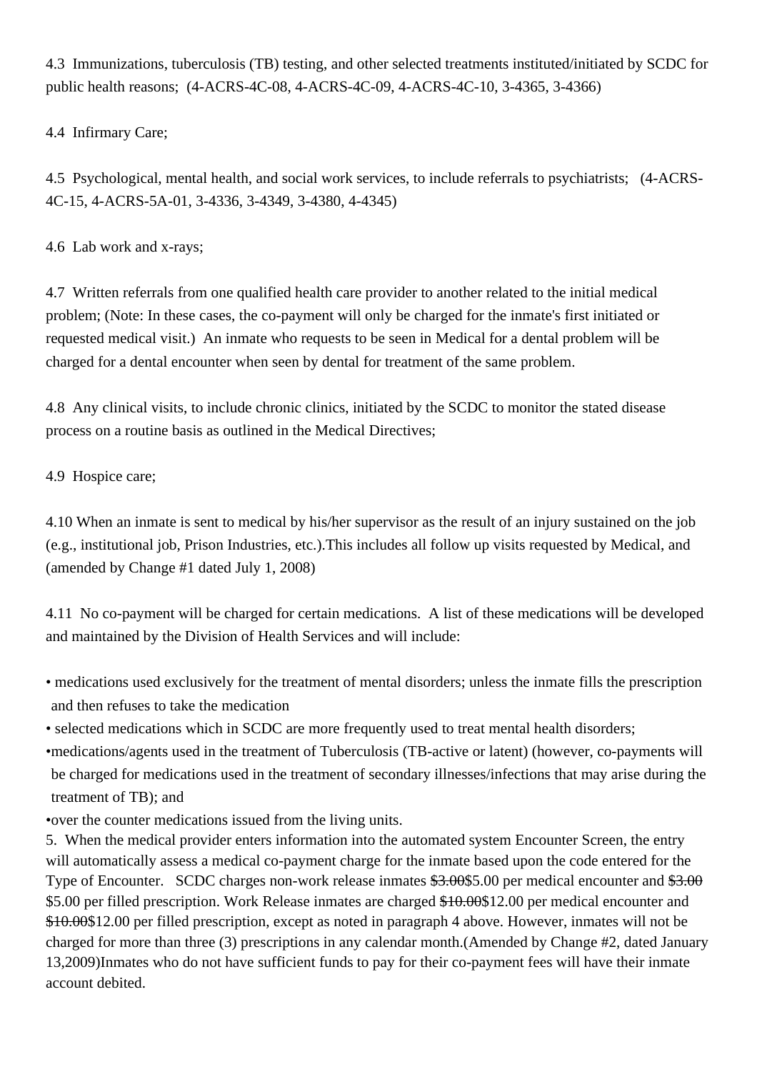4.3  Immunizations, tuberculosis (TB) testing, and other selected treatments instituted/initiated by SCDC for public health reasons;  (4-ACRS-4C-08, 4-ACRS-4C-09, 4-ACRS-4C-10, 3-4365, 3-4366)

4.4  Infirmary Care;

4.5  Psychological, mental health, and social work services, to include referrals to psychiatrists;   (4-ACRS-4C-15, 4-ACRS-5A-01, 3-4336, 3-4349, 3-4380, 4-4345)

4.6  Lab work and x-rays;

4.7  Written referrals from one qualified health care provider to another related to the initial medical problem; (Note: In these cases, the co-payment will only be charged for the inmate's first initiated or requested medical visit.)  An inmate who requests to be seen in Medical for a dental problem will be charged for a dental encounter when seen by dental for treatment of the same problem.

4.8  Any clinical visits, to include chronic clinics, initiated by the SCDC to monitor the stated disease process on a routine basis as outlined in the Medical Directives;

4.9  Hospice care;

4.10 When an inmate is sent to medical by his/her supervisor as the result of an injury sustained on the job (e.g., institutional job, Prison Industries, etc.).This includes all follow up visits requested by Medical, and (amended by Change #1 dated July 1, 2008)

4.11  No co-payment will be charged for certain medications.  A list of these medications will be developed and maintained by the Division of Health Services and will include:

- medications used exclusively for the treatment of mental disorders; unless the inmate fills the prescription and then refuses to take the medication
- selected medications which in SCDC are more frequently used to treat mental health disorders;
- medications/agents used in the treatment of Tuberculosis (TB-active or latent) (however, co-payments will be charged for medications used in the treatment of secondary illnesses/infections that may arise during the treatment of TB); and
- over the counter medications issued from the living units.

5.  When the medical provider enters information into the automated system Encounter Screen, the entry will automatically assess a medical co-payment charge for the inmate based upon the code entered for the Type of Encounter.   SCDC charges non-work release inmates ~~$3.00~~$5.00 per medical encounter and ~~$3.00~~ $5.00 per filled prescription. Work Release inmates are charged ~~$10.00~~$12.00 per medical encounter and ~~$10.00~~$12.00 per filled prescription, except as noted in paragraph 4 above. However, inmates will not be charged for more than three (3) prescriptions in any calendar month.(Amended by Change #2, dated January 13,2009)Inmates who do not have sufficient funds to pay for their co-payment fees will have their inmate account debited.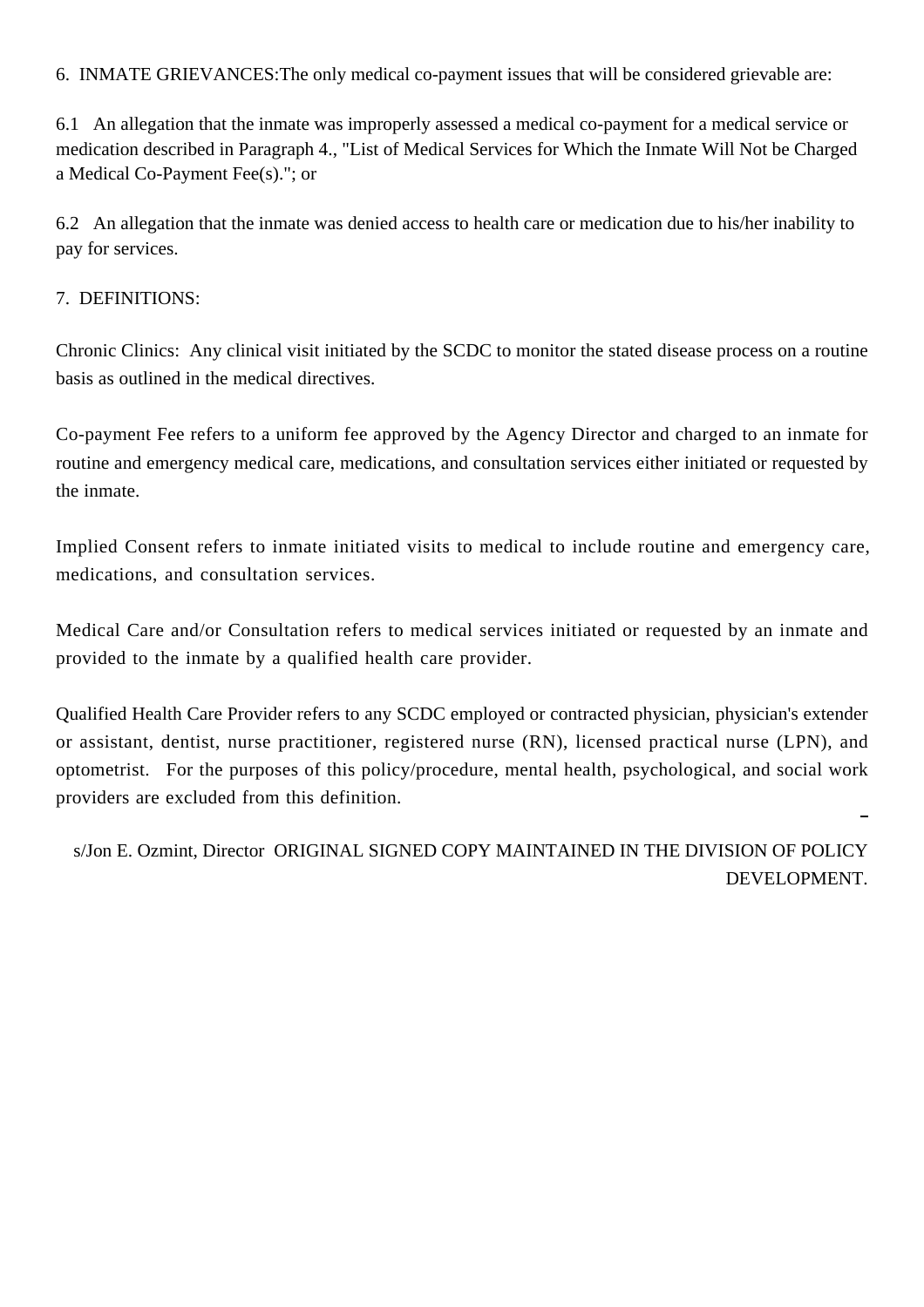6. INMATE GRIEVANCES:The only medical co-payment issues that will be considered grievable are:

6.1 An allegation that the inmate was improperly assessed a medical co-payment for a medical service or medication described in Paragraph 4., "List of Medical Services for Which the Inmate Will Not be Charged a Medical Co-Payment Fee(s)."; or

6.2 An allegation that the inmate was denied access to health care or medication due to his/her inability to pay for services.

7. DEFINITIONS:

Chronic Clinics: Any clinical visit initiated by the SCDC to monitor the stated disease process on a routine basis as outlined in the medical directives.

Co-payment Fee refers to a uniform fee approved by the Agency Director and charged to an inmate for routine and emergency medical care, medications, and consultation services either initiated or requested by the inmate.

Implied Consent refers to inmate initiated visits to medical to include routine and emergency care, medications, and consultation services.

Medical Care and/or Consultation refers to medical services initiated or requested by an inmate and provided to the inmate by a qualified health care provider.

Qualified Health Care Provider refers to any SCDC employed or contracted physician, physician's extender or assistant, dentist, nurse practitioner, registered nurse (RN), licensed practical nurse (LPN), and optometrist. For the purposes of this policy/procedure, mental health, psychological, and social work providers are excluded from this definition.

s/Jon E. Ozmint, Director ORIGINAL SIGNED COPY MAINTAINED IN THE DIVISION OF POLICY DEVELOPMENT.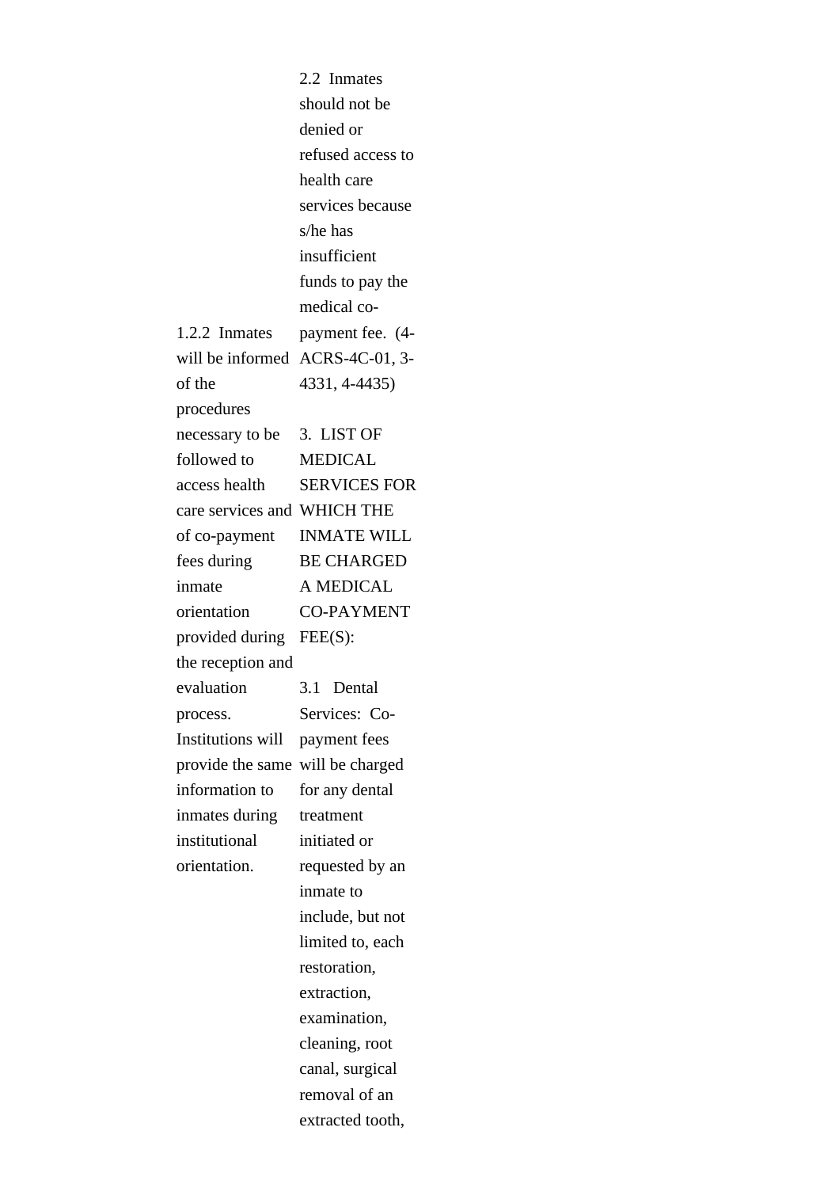1.2.2 Inmates will be informed of the procedures necessary to be followed to access health care services and of co-payment fees during inmate orientation provided during the reception and evaluation process. Institutions will provide the same information to inmates during institutional orientation.

2.2 Inmates should not be denied or refused access to health care services because s/he has insufficient funds to pay the medical co-payment fee. (4-ACRS-4C-01, 3-4331, 4-4435)

3. LIST OF MEDICAL SERVICES FOR WHICH THE INMATE WILL BE CHARGED A MEDICAL CO-PAYMENT FEE(S):

3.1 Dental Services: Co-payment fees will be charged for any dental treatment initiated or requested by an inmate to include, but not limited to, each restoration, extraction, examination, cleaning, root canal, surgical removal of an extracted tooth,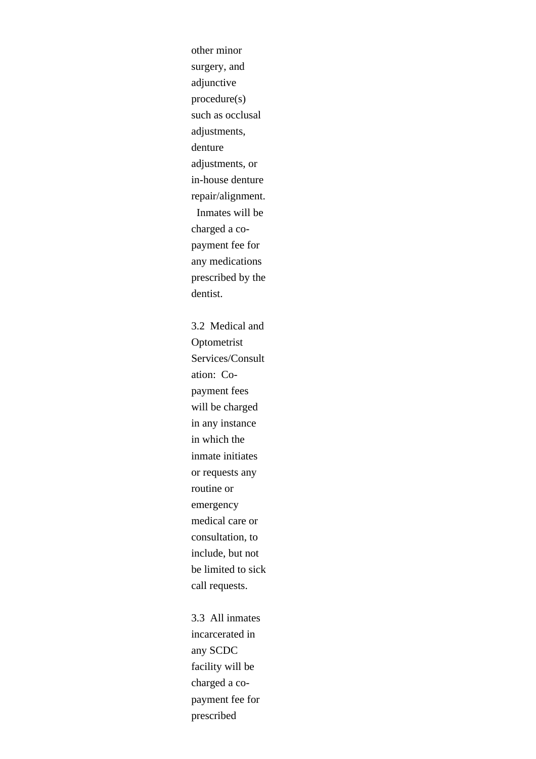other minor surgery, and adjunctive procedure(s) such as occlusal adjustments, denture adjustments, or in-house denture repair/alignment. Inmates will be charged a co-payment fee for any medications prescribed by the dentist.

3.2 Medical and Optometrist Services/Consultation: Co-payment fees will be charged in any instance in which the inmate initiates or requests any routine or emergency medical care or consultation, to include, but not be limited to sick call requests.

3.3 All inmates incarcerated in any SCDC facility will be charged a co-payment fee for prescribed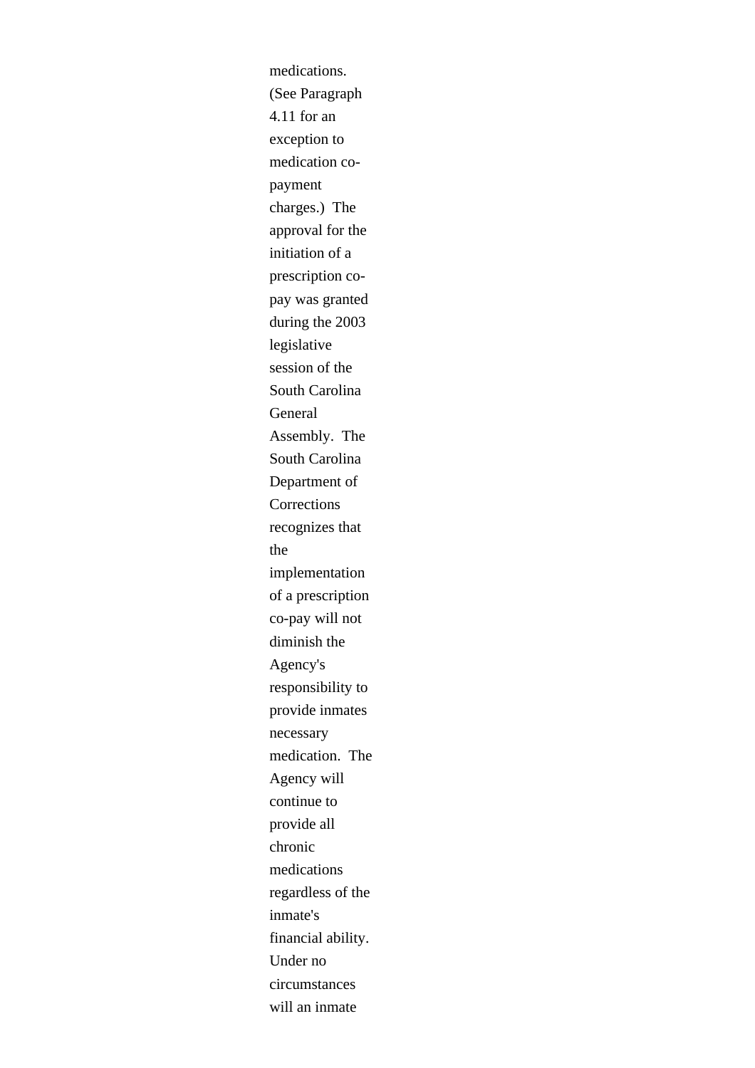medications. (See Paragraph 4.11 for an exception to medication co-payment charges.) The approval for the initiation of a prescription co-pay was granted during the 2003 legislative session of the South Carolina General Assembly. The South Carolina Department of Corrections recognizes that the implementation of a prescription co-pay will not diminish the Agency's responsibility to provide inmates necessary medication. The Agency will continue to provide all chronic medications regardless of the inmate's financial ability. Under no circumstances will an inmate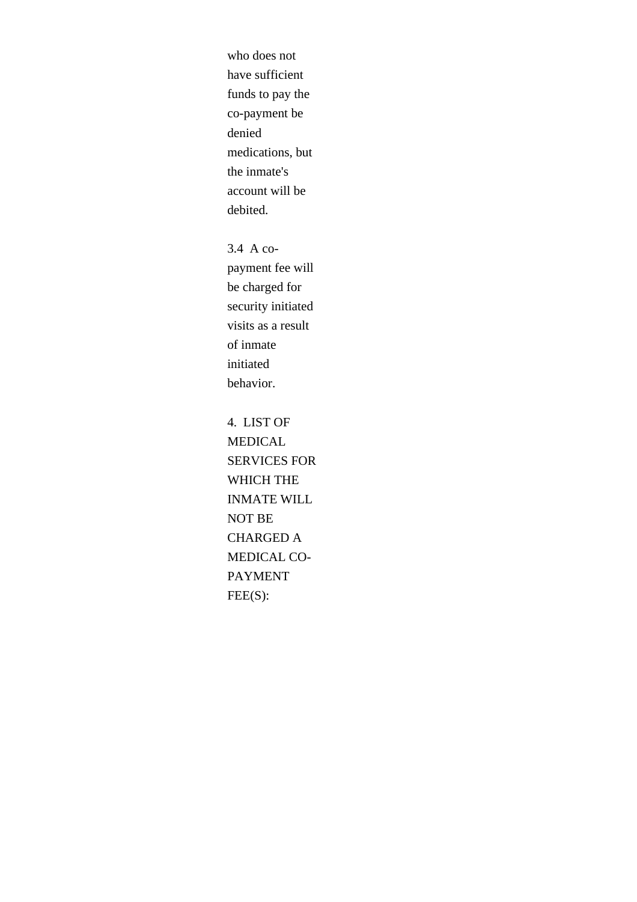who does not have sufficient funds to pay the co-payment be denied medications, but the inmate's account will be debited.

3.4 A co-payment fee will be charged for security initiated visits as a result of inmate initiated behavior.

4. LIST OF MEDICAL SERVICES FOR WHICH THE INMATE WILL NOT BE CHARGED A MEDICAL CO-PAYMENT FEE(S):